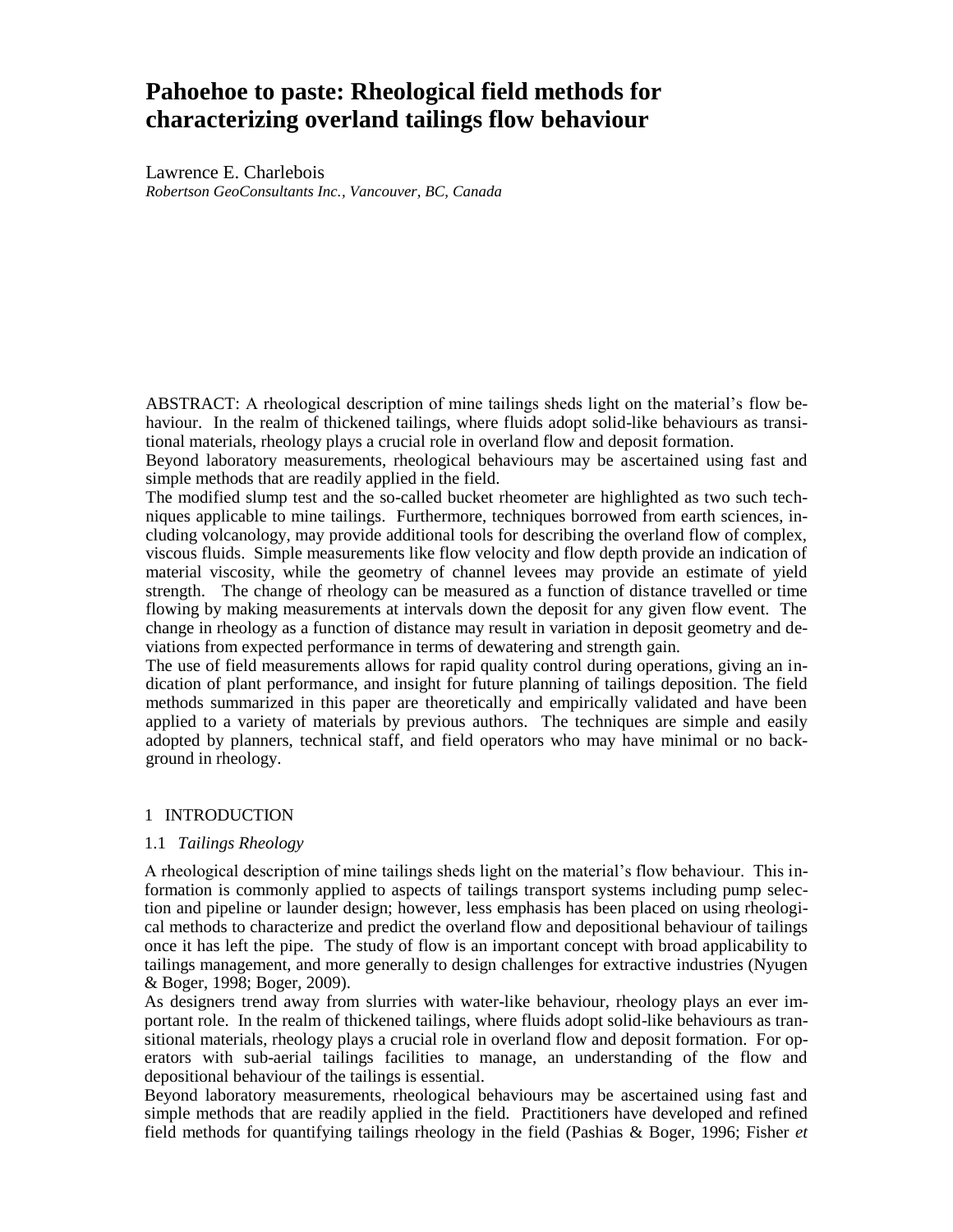# Pahoehoe to paste: Rheological field methods for characterizing overland tailings flow behaviour

Lawrence E. Charlebois
*Robertson GeoConsultants Inc., Vancouver, BC, Canada*

ABSTRACT: A rheological description of mine tailings sheds light on the material's flow behaviour. In the realm of thickened tailings, where fluids adopt solid-like behaviours as transitional materials, rheology plays a crucial role in overland flow and deposit formation.
Beyond laboratory measurements, rheological behaviours may be ascertained using fast and simple methods that are readily applied in the field.
The modified slump test and the so-called bucket rheometer are highlighted as two such techniques applicable to mine tailings. Furthermore, techniques borrowed from earth sciences, including volcanology, may provide additional tools for describing the overland flow of complex, viscous fluids. Simple measurements like flow velocity and flow depth provide an indication of material viscosity, while the geometry of channel levees may provide an estimate of yield strength. The change of rheology can be measured as a function of distance travelled or time flowing by making measurements at intervals down the deposit for any given flow event. The change in rheology as a function of distance may result in variation in deposit geometry and deviations from expected performance in terms of dewatering and strength gain.
The use of field measurements allows for rapid quality control during operations, giving an indication of plant performance, and insight for future planning of tailings deposition. The field methods summarized in this paper are theoretically and empirically validated and have been applied to a variety of materials by previous authors. The techniques are simple and easily adopted by planners, technical staff, and field operators who may have minimal or no background in rheology.

## 1 INTRODUCTION

### 1.1 *Tailings Rheology*

A rheological description of mine tailings sheds light on the material's flow behaviour. This information is commonly applied to aspects of tailings transport systems including pump selection and pipeline or launder design; however, less emphasis has been placed on using rheological methods to characterize and predict the overland flow and depositional behaviour of tailings once it has left the pipe. The study of flow is an important concept with broad applicability to tailings management, and more generally to design challenges for extractive industries (Nyugen & Boger, 1998; Boger, 2009).

As designers trend away from slurries with water-like behaviour, rheology plays an ever important role. In the realm of thickened tailings, where fluids adopt solid-like behaviours as transitional materials, rheology plays a crucial role in overland flow and deposit formation. For operators with sub-aerial tailings facilities to manage, an understanding of the flow and depositional behaviour of the tailings is essential.

Beyond laboratory measurements, rheological behaviours may be ascertained using fast and simple methods that are readily applied in the field. Practitioners have developed and refined field methods for quantifying tailings rheology in the field (Pashias & Boger, 1996; Fisher *et*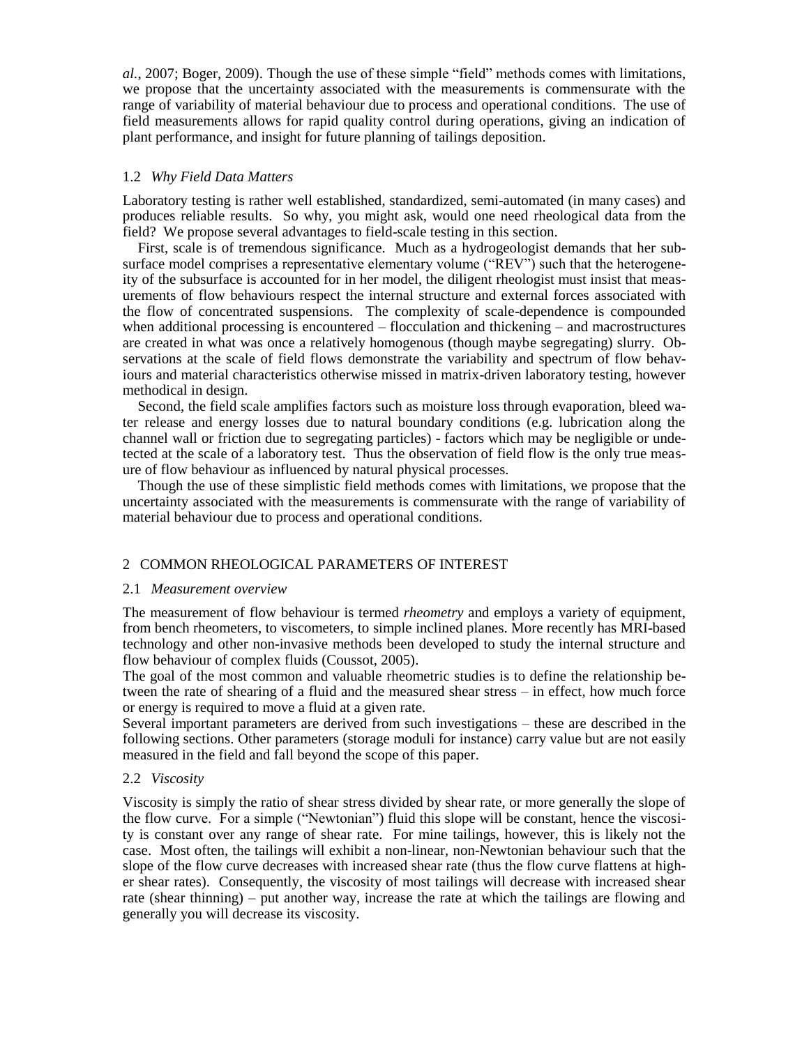*al.*, 2007; Boger, 2009). Though the use of these simple "field" methods comes with limitations, we propose that the uncertainty associated with the measurements is commensurate with the range of variability of material behaviour due to process and operational conditions. The use of field measurements allows for rapid quality control during operations, giving an indication of plant performance, and insight for future planning of tailings deposition.

### 1.2 *Why Field Data Matters*

Laboratory testing is rather well established, standardized, semi-automated (in many cases) and produces reliable results. So why, you might ask, would one need rheological data from the field? We propose several advantages to field-scale testing in this section.

First, scale is of tremendous significance. Much as a hydrogeologist demands that her subsurface model comprises a representative elementary volume ("REV") such that the heterogeneity of the subsurface is accounted for in her model, the diligent rheologist must insist that measurements of flow behaviours respect the internal structure and external forces associated with the flow of concentrated suspensions. The complexity of scale-dependence is compounded when additional processing is encountered – flocculation and thickening – and macrostructures are created in what was once a relatively homogenous (though maybe segregating) slurry. Observations at the scale of field flows demonstrate the variability and spectrum of flow behaviours and material characteristics otherwise missed in matrix-driven laboratory testing, however methodical in design.

Second, the field scale amplifies factors such as moisture loss through evaporation, bleed water release and energy losses due to natural boundary conditions (e.g. lubrication along the channel wall or friction due to segregating particles) - factors which may be negligible or undetected at the scale of a laboratory test. Thus the observation of field flow is the only true measure of flow behaviour as influenced by natural physical processes.

Though the use of these simplistic field methods comes with limitations, we propose that the uncertainty associated with the measurements is commensurate with the range of variability of material behaviour due to process and operational conditions.

## 2 COMMON RHEOLOGICAL PARAMETERS OF INTEREST

### 2.1 *Measurement overview*

The measurement of flow behaviour is termed *rheometry* and employs a variety of equipment, from bench rheometers, to viscometers, to simple inclined planes. More recently has MRI-based technology and other non-invasive methods been developed to study the internal structure and flow behaviour of complex fluids (Coussot, 2005).

The goal of the most common and valuable rheometric studies is to define the relationship between the rate of shearing of a fluid and the measured shear stress – in effect, how much force or energy is required to move a fluid at a given rate.

Several important parameters are derived from such investigations – these are described in the following sections. Other parameters (storage moduli for instance) carry value but are not easily measured in the field and fall beyond the scope of this paper.

### 2.2 *Viscosity*

Viscosity is simply the ratio of shear stress divided by shear rate, or more generally the slope of the flow curve. For a simple ("Newtonian") fluid this slope will be constant, hence the viscosity is constant over any range of shear rate. For mine tailings, however, this is likely not the case. Most often, the tailings will exhibit a non-linear, non-Newtonian behaviour such that the slope of the flow curve decreases with increased shear rate (thus the flow curve flattens at higher shear rates). Consequently, the viscosity of most tailings will decrease with increased shear rate (shear thinning) – put another way, increase the rate at which the tailings are flowing and generally you will decrease its viscosity.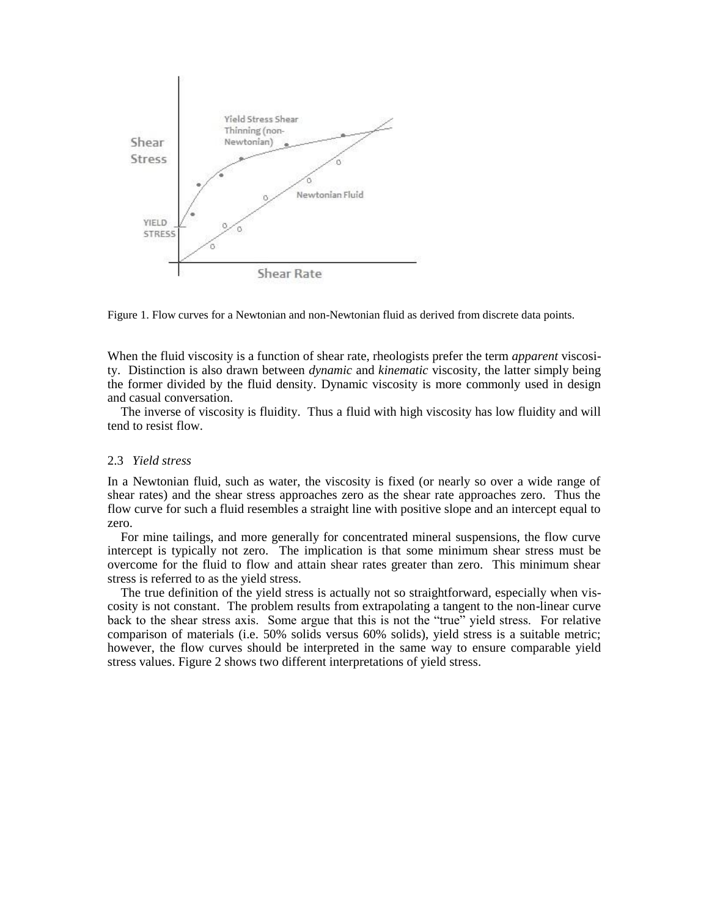Figure 1. Flow curves for a Newtonian and non-Newtonian fluid as derived from discrete data points.

When the fluid viscosity is a function of shear rate, rheologists prefer the term *apparent* viscosity. Distinction is also drawn between *dynamic* and *kinematic* viscosity, the latter simply being the former divided by the fluid density. Dynamic viscosity is more commonly used in design and casual conversation.

The inverse of viscosity is fluidity. Thus a fluid with high viscosity has low fluidity and will tend to resist flow.

### 2.3 *Yield stress*

In a Newtonian fluid, such as water, the viscosity is fixed (or nearly so over a wide range of shear rates) and the shear stress approaches zero as the shear rate approaches zero. Thus the flow curve for such a fluid resembles a straight line with positive slope and an intercept equal to zero.

For mine tailings, and more generally for concentrated mineral suspensions, the flow curve intercept is typically not zero. The implication is that some minimum shear stress must be overcome for the fluid to flow and attain shear rates greater than zero. This minimum shear stress is referred to as the yield stress.

The true definition of the yield stress is actually not so straightforward, especially when viscosity is not constant. The problem results from extrapolating a tangent to the non-linear curve back to the shear stress axis. Some argue that this is not the "true" yield stress. For relative comparison of materials (i.e. 50% solids versus 60% solids), yield stress is a suitable metric; however, the flow curves should be interpreted in the same way to ensure comparable yield stress values. Figure 2 shows two different interpretations of yield stress.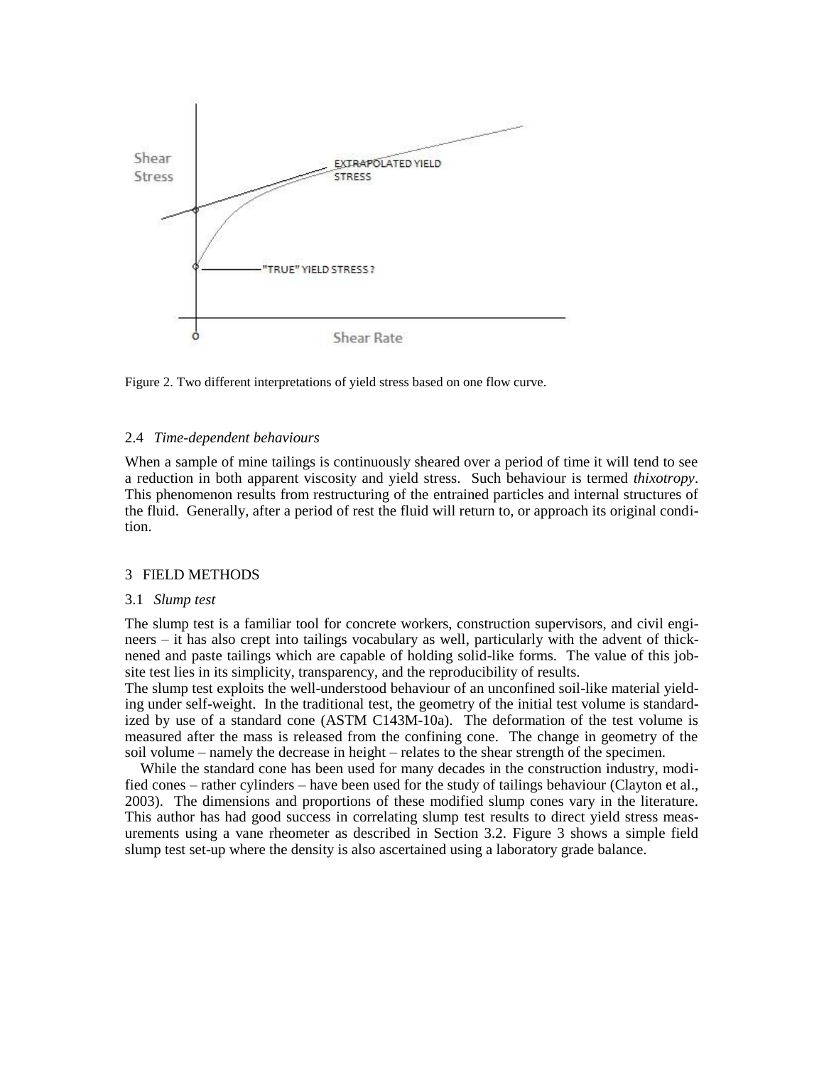Figure 2. Two different interpretations of yield stress based on one flow curve.

### 2.4 *Time-dependent behaviours*

When a sample of mine tailings is continuously sheared over a period of time it will tend to see a reduction in both apparent viscosity and yield stress. Such behaviour is termed *thixotropy*. This phenomenon results from restructuring of the entrained particles and internal structures of the fluid. Generally, after a period of rest the fluid will return to, or approach its original condition.

## 3 FIELD METHODS

### 3.1 *Slump test*

The slump test is a familiar tool for concrete workers, construction supervisors, and civil engineers – it has also crept into tailings vocabulary as well, particularly with the advent of thickened and paste tailings which are capable of holding solid-like forms. The value of this jobsite test lies in its simplicity, transparency, and the reproducibility of results.

The slump test exploits the well-understood behaviour of an unconfined soil-like material yielding under self-weight. In the traditional test, the geometry of the initial test volume is standardized by use of a standard cone (ASTM C143M-10a). The deformation of the test volume is measured after the mass is released from the confining cone. The change in geometry of the soil volume – namely the decrease in height – relates to the shear strength of the specimen.

While the standard cone has been used for many decades in the construction industry, modified cones – rather cylinders – have been used for the study of tailings behaviour (Clayton et al., 2003). The dimensions and proportions of these modified slump cones vary in the literature. This author has had good success in correlating slump test results to direct yield stress measurements using a vane rheometer as described in Section 3.2. Figure 3 shows a simple field slump test set-up where the density is also ascertained using a laboratory grade balance.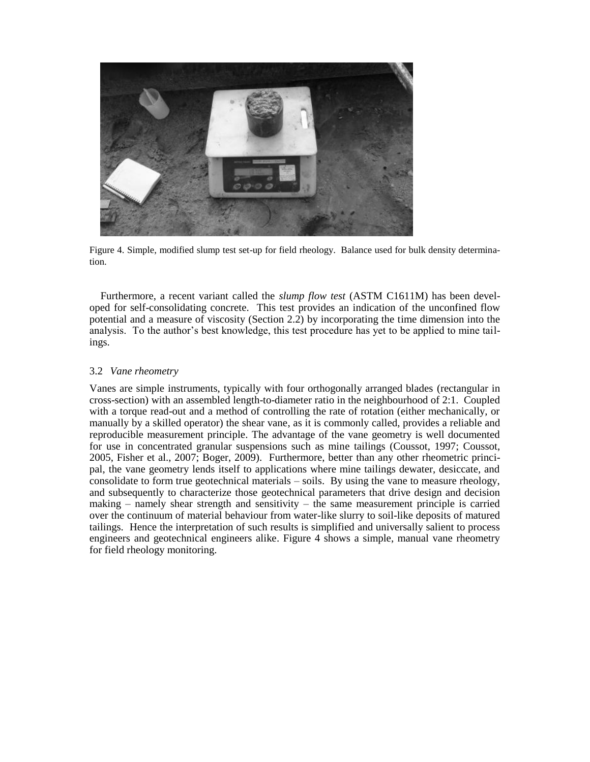Figure 4. Simple, modified slump test set-up for field rheology. Balance used for bulk density determination.

Furthermore, a recent variant called the *slump flow test* (ASTM C1611M) has been developed for self-consolidating concrete. This test provides an indication of the unconfined flow potential and a measure of viscosity (Section 2.2) by incorporating the time dimension into the analysis. To the author's best knowledge, this test procedure has yet to be applied to mine tailings.

### 3.2 *Vane rheometry*

Vanes are simple instruments, typically with four orthogonally arranged blades (rectangular in cross-section) with an assembled length-to-diameter ratio in the neighbourhood of 2:1. Coupled with a torque read-out and a method of controlling the rate of rotation (either mechanically, or manually by a skilled operator) the shear vane, as it is commonly called, provides a reliable and reproducible measurement principle. The advantage of the vane geometry is well documented for use in concentrated granular suspensions such as mine tailings (Coussot, 1997; Coussot, 2005, Fisher et al., 2007; Boger, 2009). Furthermore, better than any other rheometric principal, the vane geometry lends itself to applications where mine tailings dewater, desiccate, and consolidate to form true geotechnical materials – soils. By using the vane to measure rheology, and subsequently to characterize those geotechnical parameters that drive design and decision making – namely shear strength and sensitivity – the same measurement principle is carried over the continuum of material behaviour from water-like slurry to soil-like deposits of matured tailings. Hence the interpretation of such results is simplified and universally salient to process engineers and geotechnical engineers alike. Figure 4 shows a simple, manual vane rheometry for field rheology monitoring.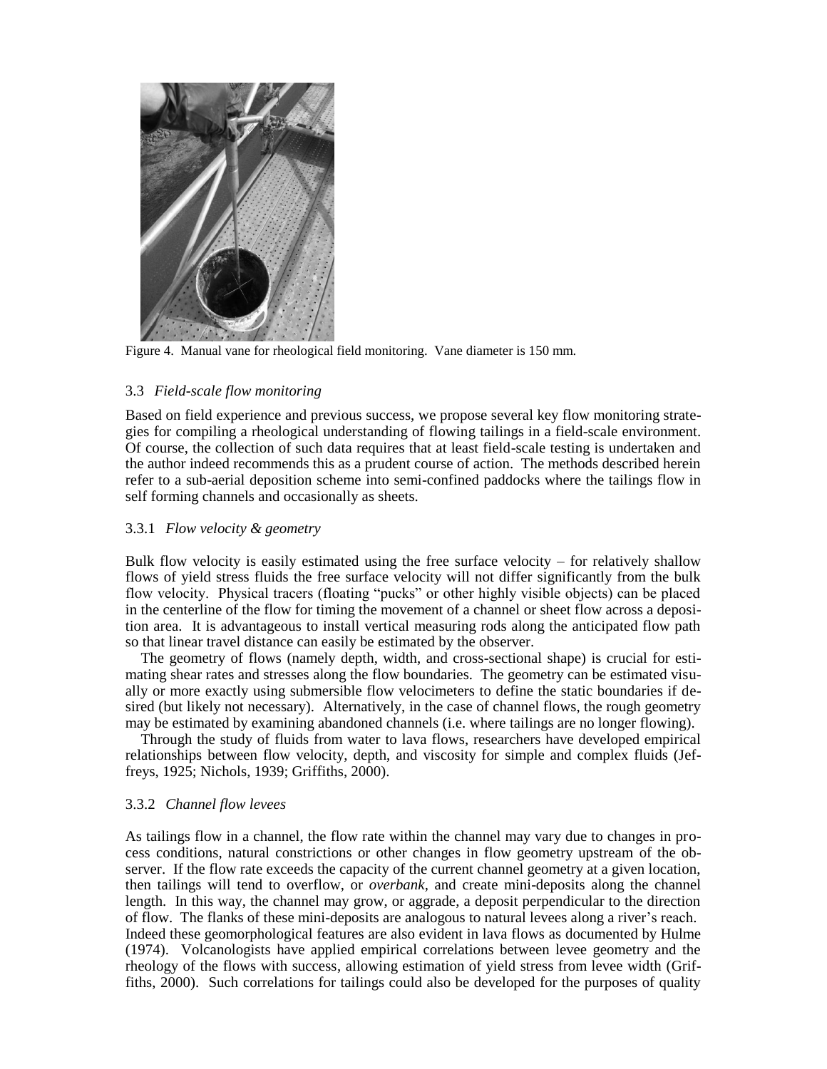Figure 4. Manual vane for rheological field monitoring. Vane diameter is 150 mm.

### 3.3 *Field-scale flow monitoring*

Based on field experience and previous success, we propose several key flow monitoring strategies for compiling a rheological understanding of flowing tailings in a field-scale environment. Of course, the collection of such data requires that at least field-scale testing is undertaken and the author indeed recommends this as a prudent course of action. The methods described herein refer to a sub-aerial deposition scheme into semi-confined paddocks where the tailings flow in self forming channels and occasionally as sheets.

#### 3.3.1 *Flow velocity & geometry*

Bulk flow velocity is easily estimated using the free surface velocity – for relatively shallow flows of yield stress fluids the free surface velocity will not differ significantly from the bulk flow velocity. Physical tracers (floating "pucks" or other highly visible objects) can be placed in the centerline of the flow for timing the movement of a channel or sheet flow across a deposition area. It is advantageous to install vertical measuring rods along the anticipated flow path so that linear travel distance can easily be estimated by the observer.

The geometry of flows (namely depth, width, and cross-sectional shape) is crucial for estimating shear rates and stresses along the flow boundaries. The geometry can be estimated visually or more exactly using submersible flow velocimeters to define the static boundaries if desired (but likely not necessary). Alternatively, in the case of channel flows, the rough geometry may be estimated by examining abandoned channels (i.e. where tailings are no longer flowing).

Through the study of fluids from water to lava flows, researchers have developed empirical relationships between flow velocity, depth, and viscosity for simple and complex fluids (Jeffreys, 1925; Nichols, 1939; Griffiths, 2000).

#### 3.3.2 *Channel flow levees*

As tailings flow in a channel, the flow rate within the channel may vary due to changes in process conditions, natural constrictions or other changes in flow geometry upstream of the observer. If the flow rate exceeds the capacity of the current channel geometry at a given location, then tailings will tend to overflow, or *overbank*, and create mini-deposits along the channel length. In this way, the channel may grow, or aggrade, a deposit perpendicular to the direction of flow. The flanks of these mini-deposits are analogous to natural levees along a river's reach. Indeed these geomorphological features are also evident in lava flows as documented by Hulme (1974). Volcanologists have applied empirical correlations between levee geometry and the rheology of the flows with success, allowing estimation of yield stress from levee width (Griffiths, 2000). Such correlations for tailings could also be developed for the purposes of quality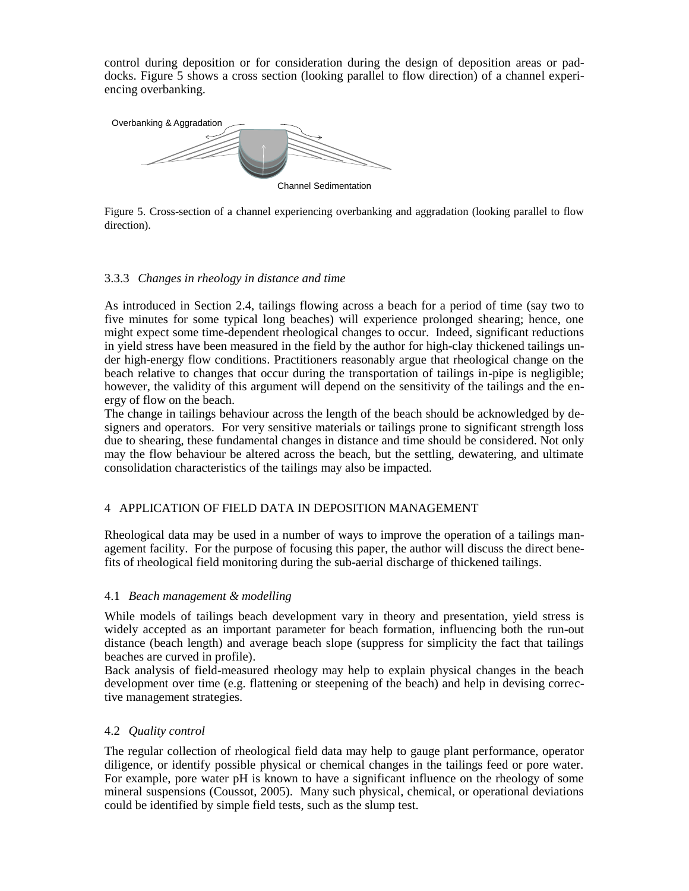control during deposition or for consideration during the design of deposition areas or paddocks. Figure 5 shows a cross section (looking parallel to flow direction) of a channel experiencing overbanking.

Overbanking & Aggradation

Channel Sedimentation

Figure 5. Cross-section of a channel experiencing overbanking and aggradation (looking parallel to flow direction).

### 3.3.3 *Changes in rheology in distance and time*

As introduced in Section 2.4, tailings flowing across a beach for a period of time (say two to five minutes for some typical long beaches) will experience prolonged shearing; hence, one might expect some time-dependent rheological changes to occur. Indeed, significant reductions in yield stress have been measured in the field by the author for high-clay thickened tailings under high-energy flow conditions. Practitioners reasonably argue that rheological change on the beach relative to changes that occur during the transportation of tailings in-pipe is negligible; however, the validity of this argument will depend on the sensitivity of the tailings and the energy of flow on the beach.

The change in tailings behaviour across the length of the beach should be acknowledged by designers and operators. For very sensitive materials or tailings prone to significant strength loss due to shearing, these fundamental changes in distance and time should be considered. Not only may the flow behaviour be altered across the beach, but the settling, dewatering, and ultimate consolidation characteristics of the tailings may also be impacted.

## 4 APPLICATION OF FIELD DATA IN DEPOSITION MANAGEMENT

Rheological data may be used in a number of ways to improve the operation of a tailings management facility. For the purpose of focusing this paper, the author will discuss the direct benefits of rheological field monitoring during the sub-aerial discharge of thickened tailings.

### 4.1 *Beach management & modelling*

While models of tailings beach development vary in theory and presentation, yield stress is widely accepted as an important parameter for beach formation, influencing both the run-out distance (beach length) and average beach slope (suppress for simplicity the fact that tailings beaches are curved in profile).

Back analysis of field-measured rheology may help to explain physical changes in the beach development over time (e.g. flattening or steepening of the beach) and help in devising corrective management strategies.

### 4.2 *Quality control*

The regular collection of rheological field data may help to gauge plant performance, operator diligence, or identify possible physical or chemical changes in the tailings feed or pore water. For example, pore water pH is known to have a significant influence on the rheology of some mineral suspensions (Coussot, 2005). Many such physical, chemical, or operational deviations could be identified by simple field tests, such as the slump test.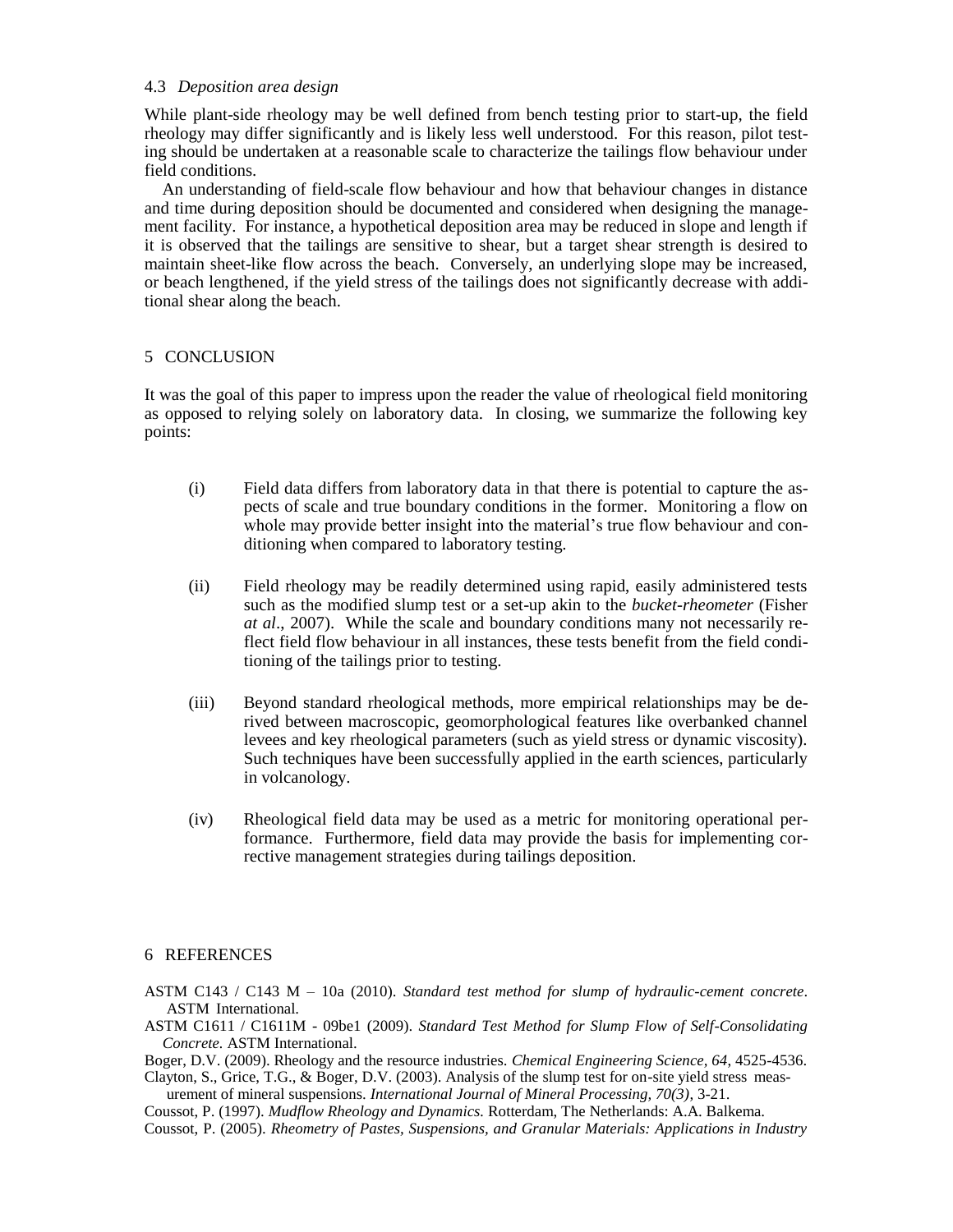### 4.3 *Deposition area design*

While plant-side rheology may be well defined from bench testing prior to start-up, the field rheology may differ significantly and is likely less well understood. For this reason, pilot testing should be undertaken at a reasonable scale to characterize the tailings flow behaviour under field conditions.

An understanding of field-scale flow behaviour and how that behaviour changes in distance and time during deposition should be documented and considered when designing the management facility. For instance, a hypothetical deposition area may be reduced in slope and length if it is observed that the tailings are sensitive to shear, but a target shear strength is desired to maintain sheet-like flow across the beach. Conversely, an underlying slope may be increased, or beach lengthened, if the yield stress of the tailings does not significantly decrease with additional shear along the beach.

## 5 CONCLUSION

It was the goal of this paper to impress upon the reader the value of rheological field monitoring as opposed to relying solely on laboratory data. In closing, we summarize the following key points:

(i) Field data differs from laboratory data in that there is potential to capture the aspects of scale and true boundary conditions in the former. Monitoring a flow on whole may provide better insight into the material's true flow behaviour and conditioning when compared to laboratory testing.

(ii) Field rheology may be readily determined using rapid, easily administered tests such as the modified slump test or a set-up akin to the *bucket-rheometer* (Fisher *at al*., 2007). While the scale and boundary conditions many not necessarily reflect field flow behaviour in all instances, these tests benefit from the field conditioning of the tailings prior to testing.

(iii) Beyond standard rheological methods, more empirical relationships may be derived between macroscopic, geomorphological features like overbanked channel levees and key rheological parameters (such as yield stress or dynamic viscosity). Such techniques have been successfully applied in the earth sciences, particularly in volcanology.

(iv) Rheological field data may be used as a metric for monitoring operational performance. Furthermore, field data may provide the basis for implementing corrective management strategies during tailings deposition.

## 6 REFERENCES

ASTM C143 / C143 M – 10a (2010). *Standard test method for slump of hydraulic-cement concrete*. ASTM International.

ASTM C1611 / C1611M - 09be1 (2009). *Standard Test Method for Slump Flow of Self-Consolidating Concrete*. ASTM International.

Boger, D.V. (2009). Rheology and the resource industries. *Chemical Engineering Science, 64*, 4525-4536.

Clayton, S., Grice, T.G., & Boger, D.V. (2003). Analysis of the slump test for on-site yield stress measurement of mineral suspensions. *International Journal of Mineral Processing, 70(3)*, 3-21.

Coussot, P. (1997). *Mudflow Rheology and Dynamics.* Rotterdam, The Netherlands: A.A. Balkema.

Coussot, P. (2005). *Rheometry of Pastes, Suspensions, and Granular Materials: Applications in Industry*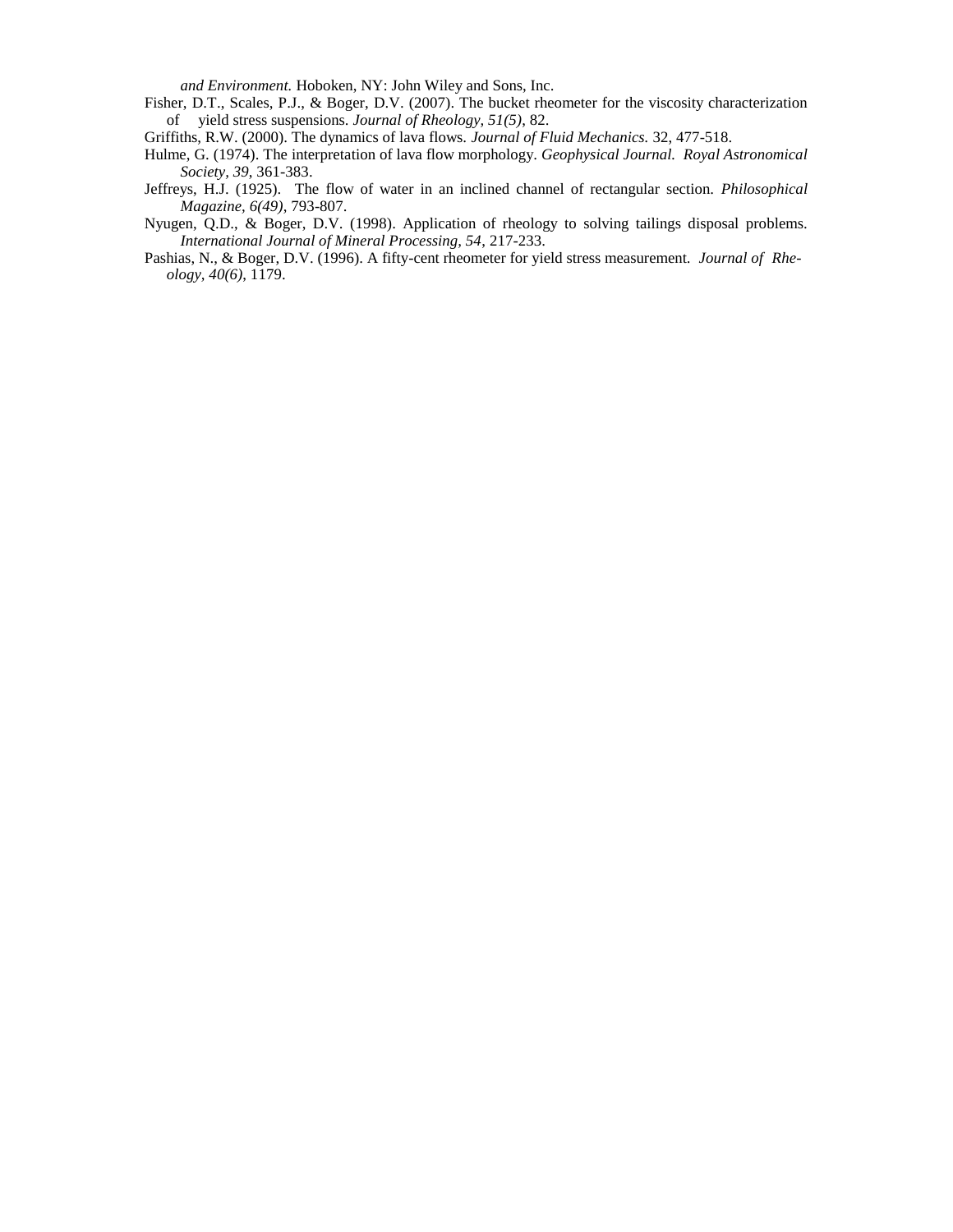*and Environment.* Hoboken, NY: John Wiley and Sons, Inc.

Fisher, D.T., Scales, P.J., & Boger, D.V. (2007). The bucket rheometer for the viscosity characterization of yield stress suspensions. *Journal of Rheology, 51(5)*, 82.

Griffiths, R.W. (2000). The dynamics of lava flows. *Journal of Fluid Mechanics.* 32, 477-518.

Hulme, G. (1974). The interpretation of lava flow morphology. *Geophysical Journal. Royal Astronomical Society, 39*, 361-383.

Jeffreys, H.J. (1925). The flow of water in an inclined channel of rectangular section. *Philosophical Magazine, 6(49)*, 793-807.

Nyugen, Q.D., & Boger, D.V. (1998). Application of rheology to solving tailings disposal problems. *International Journal of Mineral Processing, 54*, 217-233.

Pashias, N., & Boger, D.V. (1996). A fifty-cent rheometer for yield stress measurement. *Journal of Rheology, 40(6)*, 1179.